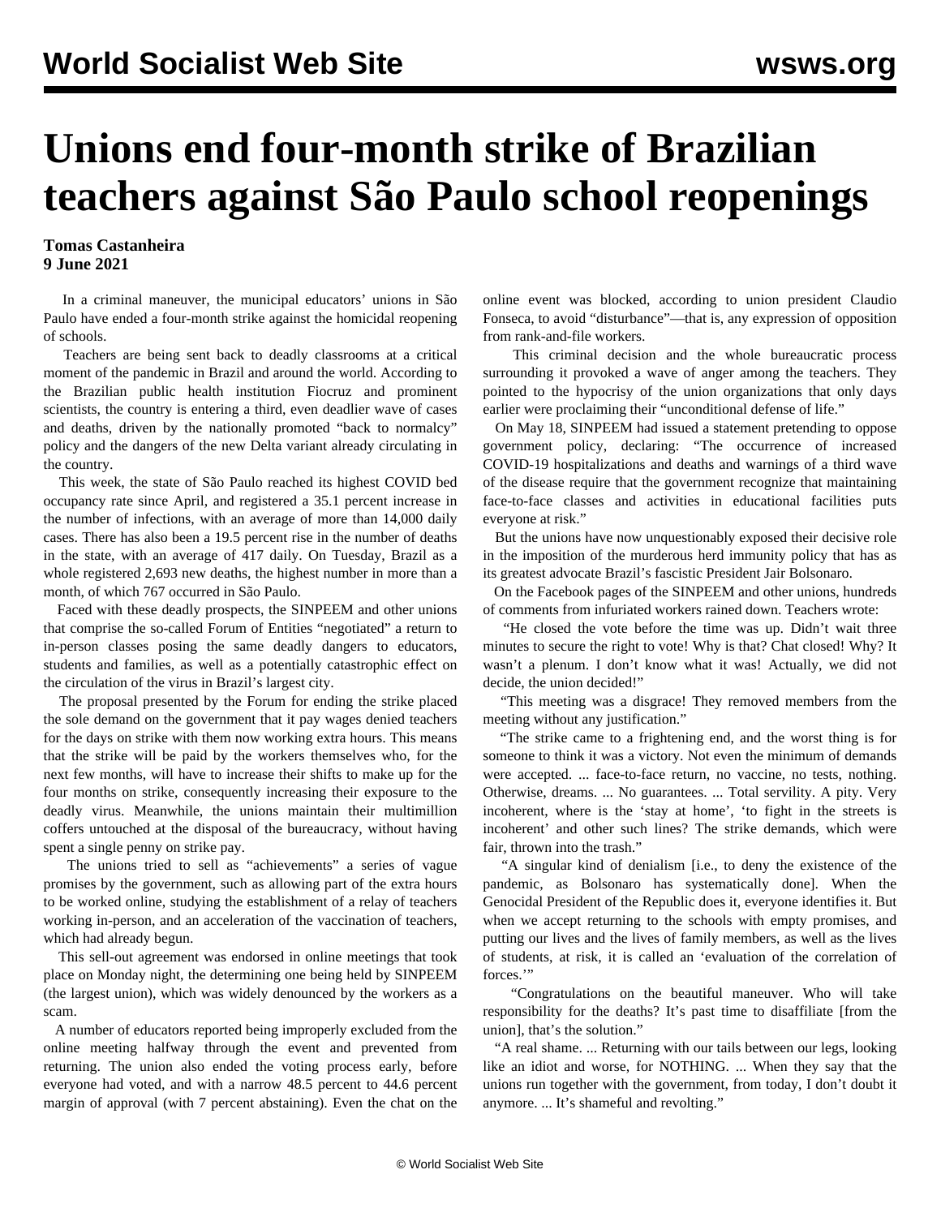# Unions end four-month strike of Brazilian teachers against São Paulo school reopenings

**Tomas Castanheira**
**9 June 2021**

In a criminal maneuver, the municipal educators' unions in São Paulo have ended a four-month strike against the homicidal reopening of schools.

Teachers are being sent back to deadly classrooms at a critical moment of the pandemic in Brazil and around the world. According to the Brazilian public health institution Fiocruz and prominent scientists, the country is entering a third, even deadlier wave of cases and deaths, driven by the nationally promoted "back to normalcy" policy and the dangers of the new Delta variant already circulating in the country.

This week, the state of São Paulo reached its highest COVID bed occupancy rate since April, and registered a 35.1 percent increase in the number of infections, with an average of more than 14,000 daily cases. There has also been a 19.5 percent rise in the number of deaths in the state, with an average of 417 daily. On Tuesday, Brazil as a whole registered 2,693 new deaths, the highest number in more than a month, of which 767 occurred in São Paulo.

Faced with these deadly prospects, the SINPEEM and other unions that comprise the so-called Forum of Entities "negotiated" a return to in-person classes posing the same deadly dangers to educators, students and families, as well as a potentially catastrophic effect on the circulation of the virus in Brazil's largest city.

The proposal presented by the Forum for ending the strike placed the sole demand on the government that it pay wages denied teachers for the days on strike with them now working extra hours. This means that the strike will be paid by the workers themselves who, for the next few months, will have to increase their shifts to make up for the four months on strike, consequently increasing their exposure to the deadly virus. Meanwhile, the unions maintain their multimillion coffers untouched at the disposal of the bureaucracy, without having spent a single penny on strike pay.

The unions tried to sell as "achievements" a series of vague promises by the government, such as allowing part of the extra hours to be worked online, studying the establishment of a relay of teachers working in-person, and an acceleration of the vaccination of teachers, which had already begun.

This sell-out agreement was endorsed in online meetings that took place on Monday night, the determining one being held by SINPEEM (the largest union), which was widely denounced by the workers as a scam.

A number of educators reported being improperly excluded from the online meeting halfway through the event and prevented from returning. The union also ended the voting process early, before everyone had voted, and with a narrow 48.5 percent to 44.6 percent margin of approval (with 7 percent abstaining). Even the chat on the online event was blocked, according to union president Claudio Fonseca, to avoid "disturbance"—that is, any expression of opposition from rank-and-file workers.

This criminal decision and the whole bureaucratic process surrounding it provoked a wave of anger among the teachers. They pointed to the hypocrisy of the union organizations that only days earlier were proclaiming their "unconditional defense of life."

On May 18, SINPEEM had issued a statement pretending to oppose government policy, declaring: "The occurrence of increased COVID-19 hospitalizations and deaths and warnings of a third wave of the disease require that the government recognize that maintaining face-to-face classes and activities in educational facilities puts everyone at risk."

But the unions have now unquestionably exposed their decisive role in the imposition of the murderous herd immunity policy that has as its greatest advocate Brazil's fascistic President Jair Bolsonaro.

On the Facebook pages of the SINPEEM and other unions, hundreds of comments from infuriated workers rained down. Teachers wrote:

"He closed the vote before the time was up. Didn't wait three minutes to secure the right to vote! Why is that? Chat closed! Why? It wasn't a plenum. I don't know what it was! Actually, we did not decide, the union decided!"

"This meeting was a disgrace! They removed members from the meeting without any justification."

"The strike came to a frightening end, and the worst thing is for someone to think it was a victory. Not even the minimum of demands were accepted. ... face-to-face return, no vaccine, no tests, nothing. Otherwise, dreams. ... No guarantees. ... Total servility. A pity. Very incoherent, where is the 'stay at home', 'to fight in the streets is incoherent' and other such lines? The strike demands, which were fair, thrown into the trash."

"A singular kind of denialism [i.e., to deny the existence of the pandemic, as Bolsonaro has systematically done]. When the Genocidal President of the Republic does it, everyone identifies it. But when we accept returning to the schools with empty promises, and putting our lives and the lives of family members, as well as the lives of students, at risk, it is called an 'evaluation of the correlation of forces.'"

"Congratulations on the beautiful maneuver. Who will take responsibility for the deaths? It's past time to disaffiliate [from the union], that's the solution."

"A real shame. ... Returning with our tails between our legs, looking like an idiot and worse, for NOTHING. ... When they say that the unions run together with the government, from today, I don't doubt it anymore. ... It's shameful and revolting."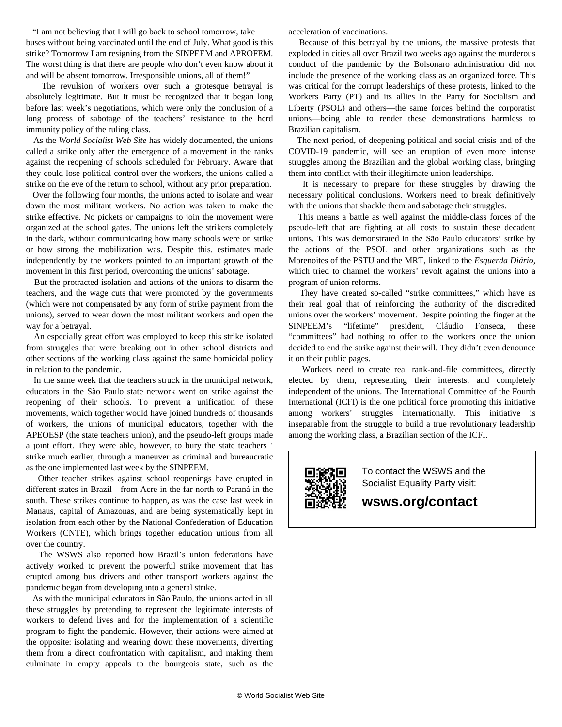"I am not believing that I will go back to school tomorrow, take buses without being vaccinated until the end of July. What good is this strike? Tomorrow I am resigning from the SINPEEM and APROFEM. The worst thing is that there are people who don't even know about it and will be absent tomorrow. Irresponsible unions, all of them!"

The revulsion of workers over such a grotesque betrayal is absolutely legitimate. But it must be recognized that it began long before last week's negotiations, which were only the conclusion of a long process of sabotage of the teachers' resistance to the herd immunity policy of the ruling class.

As the *World Socialist Web Site* has widely documented, the unions called a strike only after the emergence of a movement in the ranks against the reopening of schools scheduled for February. Aware that they could lose political control over the workers, the unions called a strike on the eve of the return to school, without any prior preparation.

Over the following four months, the unions acted to isolate and wear down the most militant workers. No action was taken to make the strike effective. No pickets or campaigns to join the movement were organized at the school gates. The unions left the strikers completely in the dark, without communicating how many schools were on strike or how strong the mobilization was. Despite this, estimates made independently by the workers pointed to an important growth of the movement in this first period, overcoming the unions' sabotage.

But the protracted isolation and actions of the unions to disarm the teachers, and the wage cuts that were promoted by the governments (which were not compensated by any form of strike payment from the unions), served to wear down the most militant workers and open the way for a betrayal.

An especially great effort was employed to keep this strike isolated from struggles that were breaking out in other school districts and other sections of the working class against the same homicidal policy in relation to the pandemic.

In the same week that the teachers struck in the municipal network, educators in the São Paulo state network went on strike against the reopening of their schools. To prevent a unification of these movements, which together would have joined hundreds of thousands of workers, the unions of municipal educators, together with the APEOESP (the state teachers union), and the pseudo-left groups made a joint effort. They were able, however, to bury the state teachers ' strike much earlier, through a maneuver as criminal and bureaucratic as the one implemented last week by the SINPEEM.

Other teacher strikes against school reopenings have erupted in different states in Brazil—from Acre in the far north to Paraná in the south. These strikes continue to happen, as was the case last week in Manaus, capital of Amazonas, and are being systematically kept in isolation from each other by the National Confederation of Education Workers (CNTE), which brings together education unions from all over the country.

The WSWS also reported how Brazil's union federations have actively worked to prevent the powerful strike movement that has erupted among bus drivers and other transport workers against the pandemic began from developing into a general strike.

As with the municipal educators in São Paulo, the unions acted in all these struggles by pretending to represent the legitimate interests of workers to defend lives and for the implementation of a scientific program to fight the pandemic. However, their actions were aimed at the opposite: isolating and wearing down these movements, diverting them from a direct confrontation with capitalism, and making them culminate in empty appeals to the bourgeois state, such as the acceleration of vaccinations.

Because of this betrayal by the unions, the massive protests that exploded in cities all over Brazil two weeks ago against the murderous conduct of the pandemic by the Bolsonaro administration did not include the presence of the working class as an organized force. This was critical for the corrupt leaderships of these protests, linked to the Workers Party (PT) and its allies in the Party for Socialism and Liberty (PSOL) and others—the same forces behind the corporatist unions—being able to render these demonstrations harmless to Brazilian capitalism.

The next period, of deepening political and social crisis and of the COVID-19 pandemic, will see an eruption of even more intense struggles among the Brazilian and the global working class, bringing them into conflict with their illegitimate union leaderships.

It is necessary to prepare for these struggles by drawing the necessary political conclusions. Workers need to break definitively with the unions that shackle them and sabotage their struggles.

This means a battle as well against the middle-class forces of the pseudo-left that are fighting at all costs to sustain these decadent unions. This was demonstrated in the São Paulo educators' strike by the actions of the PSOL and other organizations such as the Morenoites of the PSTU and the MRT, linked to the *Esquerda Diário*, which tried to channel the workers' revolt against the unions into a program of union reforms.

They have created so-called "strike committees," which have as their real goal that of reinforcing the authority of the discredited unions over the workers' movement. Despite pointing the finger at the SINPEEM's "lifetime" president, Cláudio Fonseca, these "committees" had nothing to offer to the workers once the union decided to end the strike against their will. They didn't even denounce it on their public pages.

Workers need to create real rank-and-file committees, directly elected by them, representing their interests, and completely independent of the unions. The International Committee of the Fourth International (ICFI) is the one political force promoting this initiative among workers' struggles internationally. This initiative is inseparable from the struggle to build a true revolutionary leadership among the working class, a Brazilian section of the ICFI.

To contact the WSWS and the Socialist Equality Party visit:

**wsws.org/contact**